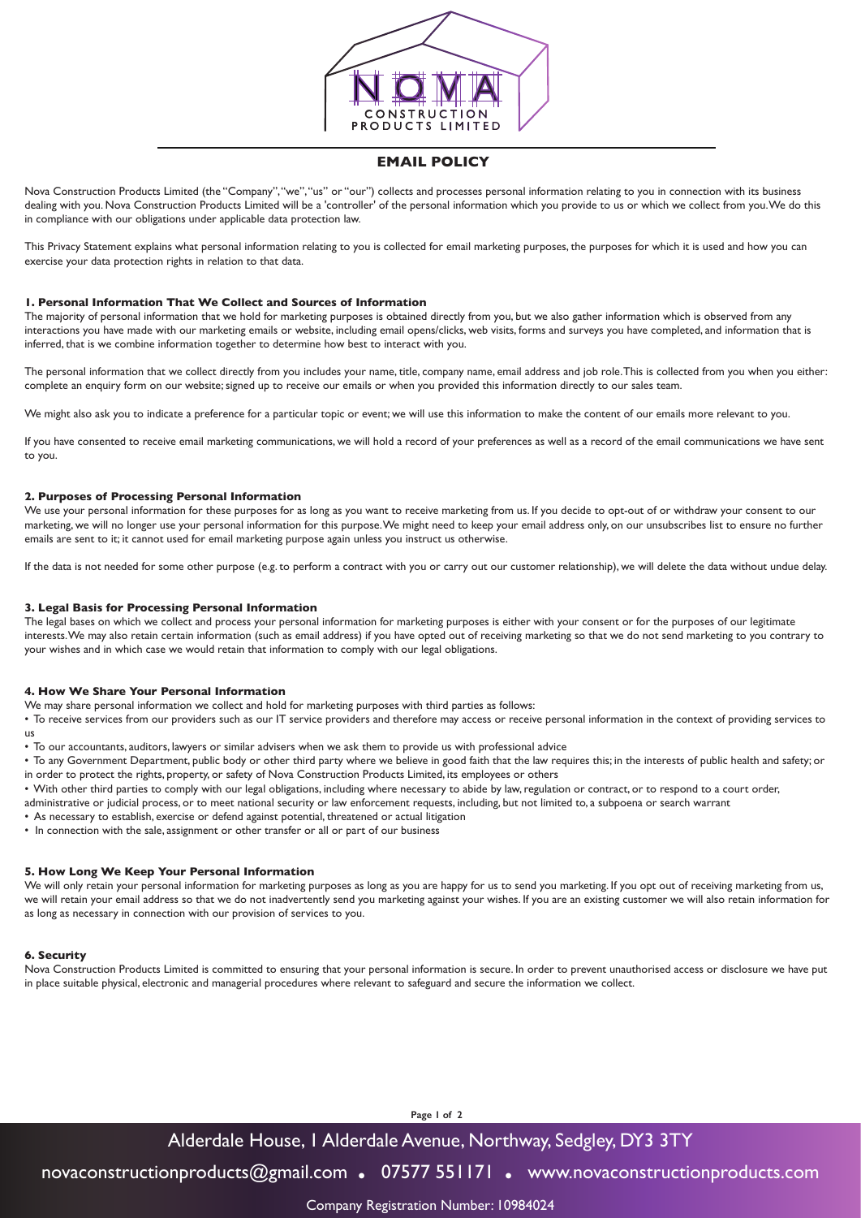# EMAIL POLICY

Nova Construction Products Limited (the "Company", "we", "us" or "our") collects and processes personal information relating to you in connection with its business dealing with you. Nova Construction Products Limited will be a 'controller' of the personal information which you provide to us or which we collect from you. We do this in compliance with our obligations under applicable data protection law.

This Privacy Statement explains what personal information relating to you is collected for email marketing purposes, the purposes for which it is used and how you can exercise your data protection rights in relation to that data.

## 1. Personal Information That We Collect and Sources of Information

The majority of personal information that we hold for marketing purposes is obtained directly from you, but we also gather information which is observed from any interactions you have made with our marketing emails or website, including email opens/clicks, web visits, forms and surveys you have completed, and information that is inferred, that is we combine information together to determine how best to interact with you.

The personal information that we collect directly from you includes your name, title, company name, email address and job role. This is collected from you when you either: complete an enquiry form on our website; signed up to receive our emails or when you provided this information directly to our sales team.

We might also ask you to indicate a preference for a particular topic or event; we will use this information to make the content of our emails more relevant to you.

If you have consented to receive email marketing communications, we will hold a record of your preferences as well as a record of the email communications we have sent to you.

## 2. Purposes of Processing Personal Information

We use your personal information for these purposes for as long as you want to receive marketing from us. If you decide to opt-out of or withdraw your consent to our marketing, we will no longer use your personal information for this purpose. We might need to keep your email address only, on our unsubscribes list to ensure no further emails are sent to it; it cannot used for email marketing purpose again unless you instruct us otherwise.

If the data is not needed for some other purpose (e.g. to perform a contract with you or carry out our customer relationship), we will delete the data without undue delay.

## 3. Legal Basis for Processing Personal Information

The legal bases on which we collect and process your personal information for marketing purposes is either with your consent or for the purposes of our legitimate interests. We may also retain certain information (such as email address) if you have opted out of receiving marketing so that we do not send marketing to you contrary to your wishes and in which case we would retain that information to comply with our legal obligations.

## 4. How We Share Your Personal Information

We may share personal information we collect and hold for marketing purposes with third parties as follows:

- To receive services from our providers such as our IT service providers and therefore may access or receive personal information in the context of providing services to us
- To our accountants, auditors, lawyers or similar advisers when we ask them to provide us with professional advice
- To any Government Department, public body or other third party where we believe in good faith that the law requires this; in the interests of public health and safety; or in order to protect the rights, property, or safety of Nova Construction Products Limited, its employees or others
- With other third parties to comply with our legal obligations, including where necessary to abide by law, regulation or contract, or to respond to a court order, administrative or judicial process, or to meet national security or law enforcement requests, including, but not limited to, a subpoena or search warrant
- As necessary to establish, exercise or defend against potential, threatened or actual litigation
- In connection with the sale, assignment or other transfer or all or part of our business

## 5. How Long We Keep Your Personal Information

We will only retain your personal information for marketing purposes as long as you are happy for us to send you marketing. If you opt out of receiving marketing from us, we will retain your email address so that we do not inadvertently send you marketing against your wishes. If you are an existing customer we will also retain information for as long as necessary in connection with our provision of services to you.

## 6. Security

Nova Construction Products Limited is committed to ensuring that your personal information is secure. In order to prevent unauthorised access or disclosure we have put in place suitable physical, electronic and managerial procedures where relevant to safeguard and secure the information we collect.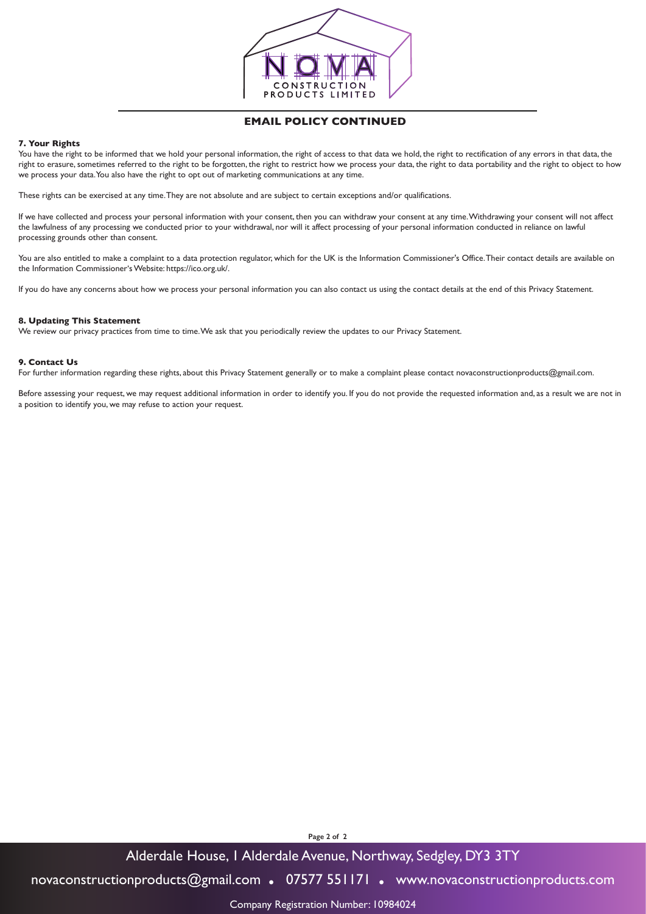## EMAIL POLICY CONTINUED

### 7. Your Rights

You have the right to be informed that we hold your personal information, the right of access to that data we hold, the right to rectification of any errors in that data, the right to erasure, sometimes referred to the right to be forgotten, the right to restrict how we process your data, the right to data portability and the right to object to how we process your data. You also have the right to opt out of marketing communications at any time.

These rights can be exercised at any time. They are not absolute and are subject to certain exceptions and/or qualifications.

If we have collected and process your personal information with your consent, then you can withdraw your consent at any time. Withdrawing your consent will not affect the lawfulness of any processing we conducted prior to your withdrawal, nor will it affect processing of your personal information conducted in reliance on lawful processing grounds other than consent.

You are also entitled to make a complaint to a data protection regulator, which for the UK is the Information Commissioner's Office. Their contact details are available on the Information Commissioner's Website: https://ico.org.uk/.

If you do have any concerns about how we process your personal information you can also contact us using the contact details at the end of this Privacy Statement.

### 8. Updating This Statement

We review our privacy practices from time to time. We ask that you periodically review the updates to our Privacy Statement.

### 9. Contact Us

For further information regarding these rights, about this Privacy Statement generally or to make a complaint please contact novaconstructionproducts@gmail.com.

Before assessing your request, we may request additional information in order to identify you. If you do not provide the requested information and, as a result we are not in a position to identify you, we may refuse to action your request.

Alderdale House, 1 Alderdale Avenue, Northway, Sedgley, DY3 3TY

novaconstructionproducts@gmail.com • 07577 551171 • www.novaconstructionproducts.com

Company Registration Number: 10984024